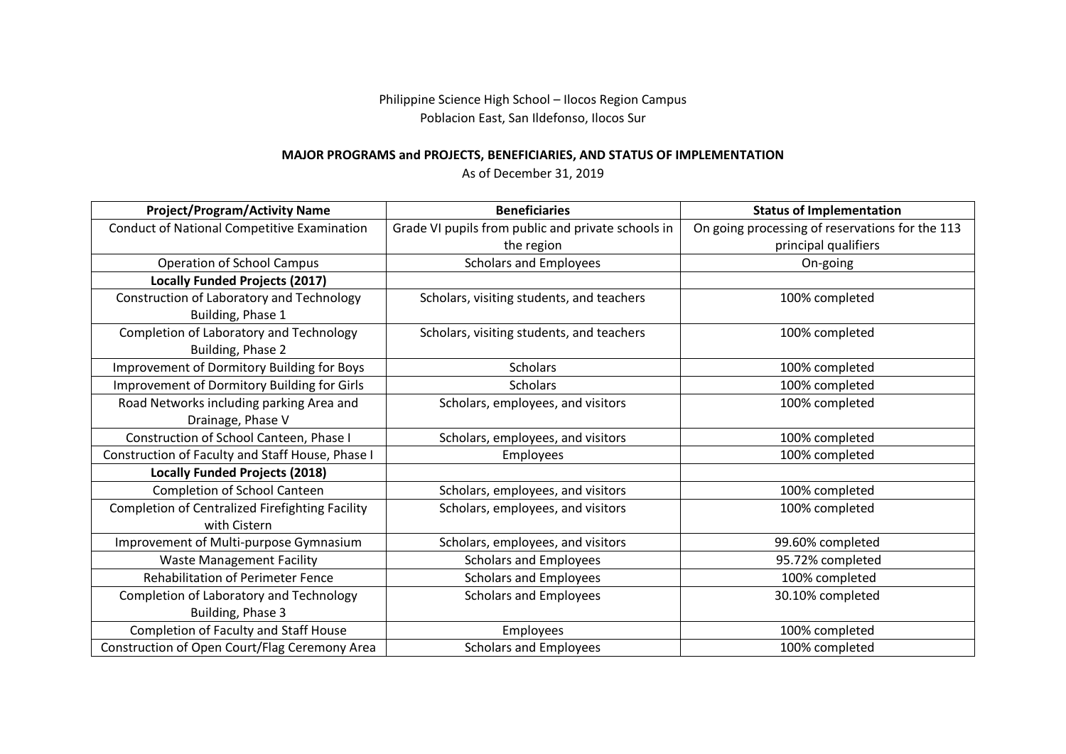Philippine Science High School – Ilocos Region Campus
Poblacion East, San Ildefonso, Ilocos Sur

**MAJOR PROGRAMS and PROJECTS, BENEFICIARIES, AND STATUS OF IMPLEMENTATION**

As of December 31, 2019

| Project/Program/Activity Name | Beneficiaries | Status of Implementation |
|---|---|---|
| Conduct of National Competitive Examination | Grade VI pupils from public and private schools in the region | On going processing of reservations for the 113 principal qualifiers |
| Operation of School Campus | Scholars and Employees | On-going |
| **Locally Funded Projects (2017)** | | |
| Construction of Laboratory and Technology Building, Phase 1 | Scholars, visiting students, and teachers | 100% completed |
| Completion of Laboratory and Technology Building, Phase 2 | Scholars, visiting students, and teachers | 100% completed |
| Improvement of Dormitory Building for Boys | Scholars | 100% completed |
| Improvement of Dormitory Building for Girls | Scholars | 100% completed |
| Road Networks including parking Area and Drainage, Phase V | Scholars, employees, and visitors | 100% completed |
| Construction of School Canteen, Phase I | Scholars, employees, and visitors | 100% completed |
| Construction of Faculty and Staff House, Phase I | Employees | 100% completed |
| **Locally Funded Projects (2018)** | | |
| Completion of School Canteen | Scholars, employees, and visitors | 100% completed |
| Completion of Centralized Firefighting Facility with Cistern | Scholars, employees, and visitors | 100% completed |
| Improvement of Multi-purpose Gymnasium | Scholars, employees, and visitors | 99.60% completed |
| Waste Management Facility | Scholars and Employees | 95.72% completed |
| Rehabilitation of Perimeter Fence | Scholars and Employees | 100% completed |
| Completion of Laboratory and Technology Building, Phase 3 | Scholars and Employees | 30.10% completed |
| Completion of Faculty and Staff House | Employees | 100% completed |
| Construction of Open Court/Flag Ceremony Area | Scholars and Employees | 100% completed |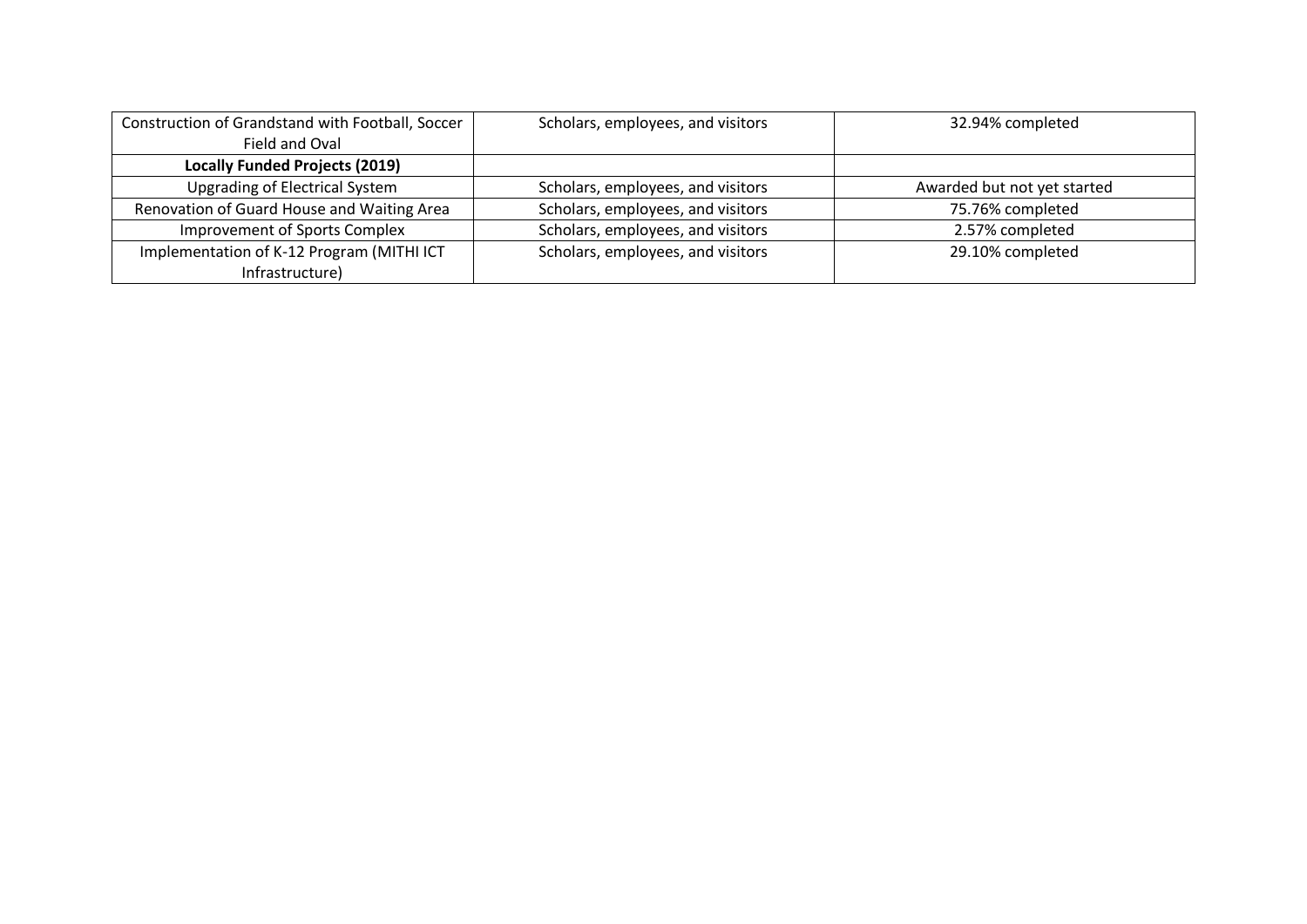| | | |
|---|---|---|
| Construction of Grandstand with Football, Soccer Field and Oval | Scholars, employees, and visitors | 32.94% completed |
| **Locally Funded Projects (2019)** | | |
| Upgrading of Electrical System | Scholars, employees, and visitors | Awarded but not yet started |
| Renovation of Guard House and Waiting Area | Scholars, employees, and visitors | 75.76% completed |
| Improvement of Sports Complex | Scholars, employees, and visitors | 2.57% completed |
| Implementation of K-12 Program (MITHI ICT Infrastructure) | Scholars, employees, and visitors | 29.10% completed |